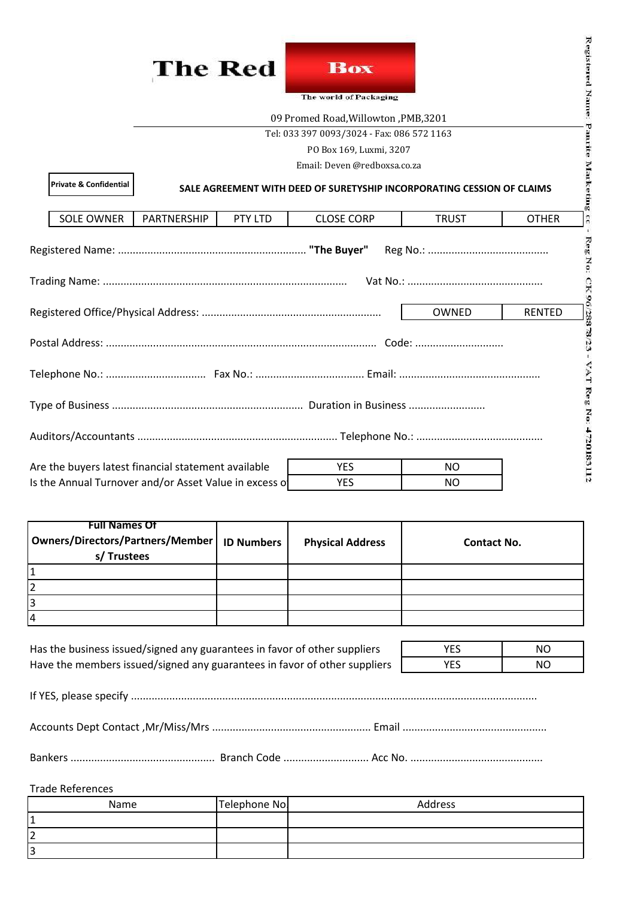# The Red Box

The world of Packaging

09 Promed Road,Willowton ,PMB,3201

Tel: 033 397 0093/3024 - Fax: 086 572 1163

PO Box 169, Luxmi, 3207

Email: Deven @redboxsa.co.za

Registered Name: Panrite Marketing cc - Reg No: CK 96/28878/23 - VAT Reg No: 4720183112

**Private & Confidential**

**SALE AGREEMENT WITH DEED OF SURETYSHIP INCORPORATING CESSION OF CLAIMS**

| SOLE OWNER | PARTNERSHIP | PTY LTD | CLOSE CORP | TRUST | OTHER |
|---|---|---|---|---|---|

Registered Name: ............................................................... **"The Buyer"** Reg No.: .........................................

Trading Name: .................................................................................. Vat No.: .............................................

Registered Office/Physical Address: ............................................................ OWNED | RENTED

Postal Address: .......................................................................................... Code: .............................

Telephone No.: .................................. Fax No.: .................................... Email: ................................................

Type of Business ................................................................ Duration in Business ..........................

Auditors/Accountants ................................................................... Telephone No.: ...........................................

| | | |
|---|---|---|
| Are the buyers latest financial statement available | YES | NO |
| Is the Annual Turnover and/or Asset Value in excess o | YES | NO |

| Full Names Of Owners/Directors/Partners/Members/ Trustees | ID Numbers | Physical Address | Contact No. |
|---|---|---|---|
| 1 | | | |
| 2 | | | |
| 3 | | | |
| 4 | | | |

| | | |
|---|---|---|
| Has the business issued/signed any guarantees in favor of other suppliers | YES | NO |
| Have the members issued/signed any guarantees in favor of other suppliers | YES | NO |

If YES, please specify .......................................................................................................................................

Accounts Dept Contact ,Mr/Miss/Mrs ..................................................... Email ................................................

Bankers ................................................ Branch Code ............................ Acc No. ............................................

Trade References

| Name | Telephone No | Address |
|---|---|---|
| 1 | | |
| 2 | | |
| 3 | | |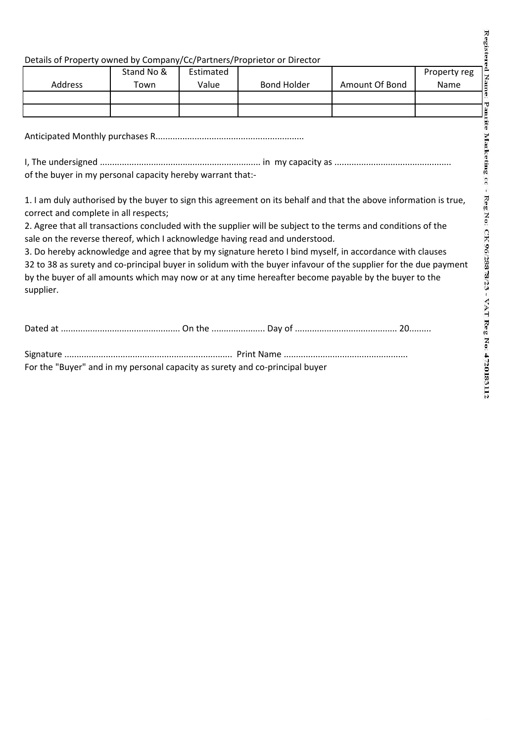Details of Property owned by Company/Cc/Partners/Proprietor or Director

| Address | Stand No & Town | Estimated Value | Bond Holder | Amount Of Bond | Property reg Name |
|---|---|---|---|---|---|
| | | | | | |
| | | | | | |

Anticipated Monthly purchases R............................................................

I, The undersigned .................................................................. in my capacity as ................................................
of the buyer in my personal capacity hereby warrant that:-

1. I am duly authorised by the buyer to sign this agreement on its behalf and that the above information is true, correct and complete in all respects;
2. Agree that all transactions concluded with the supplier will be subject to the terms and conditions of the sale on the reverse thereof, which I acknowledge having read and understood.
3. Do hereby acknowledge and agree that by my signature hereto I bind myself, in accordance with clauses 32 to 38 as surety and co-principal buyer in solidum with the buyer infavour of the supplier for the due payment by the buyer of all amounts which may now or at any time hereafter become payable by the buyer to the supplier.

Dated at ................................................. On the ...................... Day of .......................................... 20.........

Signature ..................................................................... Print Name ..................................................
For the "Buyer" and in my personal capacity as surety and co-principal buyer

Registered Name: Panrite Marketing cc - Reg No: CK 96/28878/23 - VAT Reg No: 4720183112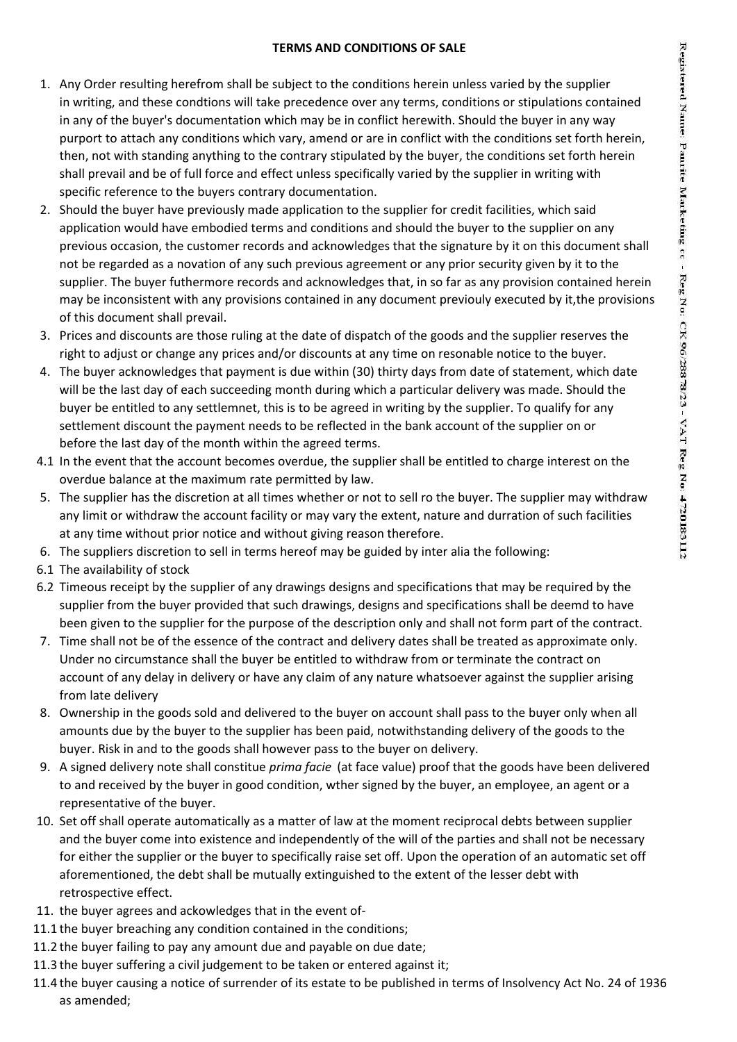## TERMS AND CONDITIONS OF SALE

1. Any Order resulting herefrom shall be subject to the conditions herein unless varied by the supplier in writing, and these condtions will take precedence over any terms, conditions or stipulations contained in any of the buyer's documentation which may be in conflict herewith. Should the buyer in any way purport to attach any conditions which vary, amend or are in conflict with the conditions set forth herein, then, not with standing anything to the contrary stipulated by the buyer, the conditions set forth herein shall prevail and be of full force and effect unless specifically varied by the supplier in writing with specific reference to the buyers contrary documentation.
2. Should the buyer have previously made application to the supplier for credit facilities, which said application would have embodied terms and conditions and should the buyer to the supplier on any previous occasion, the customer records and acknowledges that the signature by it on this document shall not be regarded as a novation of any such previous agreement or any prior security given by it to the supplier. The buyer futhermore records and acknowledges that, in so far as any provision contained herein may be inconsistent with any provisions contained in any document previouly executed by it,the provisions of this document shall prevail.
3. Prices and discounts are those ruling at the date of dispatch of the goods and the supplier reserves the right to adjust or change any prices and/or discounts at any time on resonable notice to the buyer.
4. The buyer acknowledges that payment is due within (30) thirty days from date of statement, which date will be the last day of each succeeding month during which a particular delivery was made. Should the buyer be entitled to any settlemnet, this is to be agreed in writing by the supplier. To qualify for any settlement discount the payment needs to be reflected in the bank account of the supplier on or before the last day of the month within the agreed terms.

4.1 In the event that the account becomes overdue, the supplier shall be entitled to charge interest on the overdue balance at the maximum rate permitted by law.

5. The supplier has the discretion at all times whether or not to sell ro the buyer. The supplier may withdraw any limit or withdraw the account facility or may vary the extent, nature and durration of such facilities at any time without prior notice and without giving reason therefore.
6. The suppliers discretion to sell in terms hereof may be guided by inter alia the following:

6.1 The availability of stock

6.2 Timeous receipt by the supplier of any drawings designs and specifications that may be required by the supplier from the buyer provided that such drawings, designs and specifications shall be deemd to have been given to the supplier for the purpose of the description only and shall not form part of the contract.

7. Time shall not be of the essence of the contract and delivery dates shall be treated as approximate only. Under no circumstance shall the buyer be entitled to withdraw from or terminate the contract on account of any delay in delivery or have any claim of any nature whatsoever against the supplier arising from late delivery
8. Ownership in the goods sold and delivered to the buyer on account shall pass to the buyer only when all amounts due by the buyer to the supplier has been paid, notwithstanding delivery of the goods to the buyer. Risk in and to the goods shall however pass to the buyer on delivery.
9. A signed delivery note shall constitue *prima facie* (at face value) proof that the goods have been delivered to and received by the buyer in good condition, wther signed by the buyer, an employee, an agent or a representative of the buyer.
10. Set off shall operate automatically as a matter of law at the moment reciprocal debts between supplier and the buyer come into existence and independently of the will of the parties and shall not be necessary for either the supplier or the buyer to specifically raise set off. Upon the operation of an automatic set off aforementioned, the debt shall be mutually extinguished to the extent of the lesser debt with retrospective effect.
11. the buyer agrees and ackowledges that in the event of-

11.1 the buyer breaching any condition contained in the conditions;

11.2 the buyer failing to pay any amount due and payable on due date;

11.3 the buyer suffering a civil judgement to be taken or entered against it;

11.4 the buyer causing a notice of surrender of its estate to be published in terms of Insolvency Act No. 24 of 1936 as amended;

Registered Name: Pamite Marketing cc - Reg No: CK 96/28878/23 - VAT Reg No: 4720183112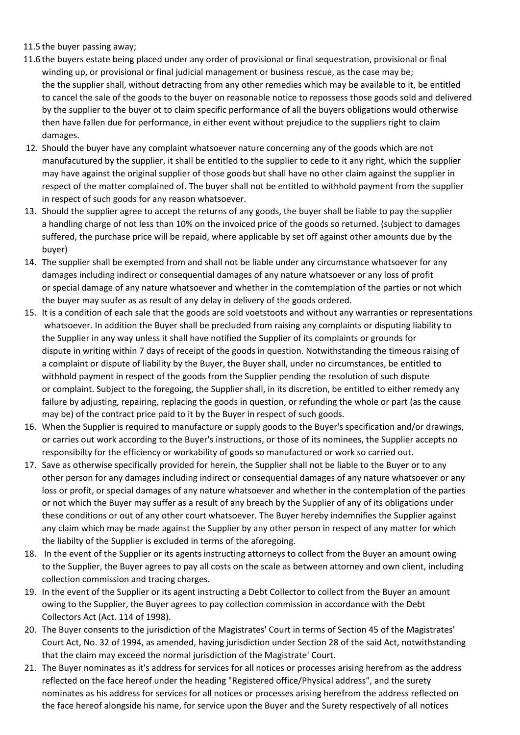11.5 the buyer passing away;

11.6 the buyers estate being placed under any order of provisional or final sequestration, provisional or final winding up, or provisional or final judicial management or business rescue, as the case may be; the the supplier shall, without detracting from any other remedies which may be available to it, be entitled to cancel the sale of the goods to the buyer on reasonable notice to repossess those goods sold and delivered by the supplier to the buyer ot to claim specific performance of all the buyers obligations would otherwise then have fallen due for performance, in either event without prejudice to the suppliers right to claim damages.

12. Should the buyer have any complaint whatsoever nature concerning any of the goods which are not manufacutured by the supplier, it shall be entitled to the supplier to cede to it any right, which the supplier may have against the original supplier of those goods but shall have no other claim against the supplier in respect of the matter complained of. The buyer shall not be entitled to withhold payment from the supplier in respect of such goods for any reason whatsoever.
13. Should the supplier agree to accept the returns of any goods, the buyer shall be liable to pay the supplier a handling charge of not less than 10% on the invoiced price of the goods so returned. (subject to damages suffered, the purchase price will be repaid, where applicable by set off against other amounts due by the buyer)
14. The supplier shall be exempted from and shall not be liable under any circumstance whatsoever for any damages including indirect or consequential damages of any nature whatsoever or any loss of profit or special damage of any nature whatsoever and whether in the comtemplation of the parties or not which the buyer may suufer as as result of any delay in delivery of the goods ordered.
15. It is a condition of each sale that the goods are sold voetstoots and without any warranties or representations whatsoever. In addition the Buyer shall be precluded from raising any complaints or disputing liability to the Supplier in any way unless it shall have notified the Supplier of its complaints or grounds for dispute in writing within 7 days of receipt of the goods in question. Notwithstanding the timeous raising of a complaint or dispute of liability by the Buyer, the Buyer shall, under no circumstances, be entitled to withhold payment in respect of the goods from the Supplier pending the resolution of such dispute or complaint. Subject to the foregoing, the Supplier shall, in its discretion, be entitled to either remedy any failure by adjusting, repairing, replacing the goods in question, or refunding the whole or part (as the cause may be) of the contract price paid to it by the Buyer in respect of such goods.
16. When the Supplier is required to manufacture or supply goods to the Buyer's specification and/or drawings, or carries out work according to the Buyer's instructions, or those of its nominees, the Supplier accepts no responsibilty for the efficiency or workability of goods so manufactured or work so carried out.
17. Save as otherwise specifically provided for herein, the Supplier shall not be liable to the Buyer or to any other person for any damages including indirect or consequential damages of any nature whatsoever or any loss or profit, or special damages of any nature whatsoever and whether in the contemplation of the parties or not which the Buyer may suffer as a result of any breach by the Supplier of any of its obligations under these conditions or out of any other court whatsoever. The Buyer hereby indemnifies the Supplier against any claim which may be made against the Supplier by any other person in respect of any matter for which the liabilty of the Supplier is excluded in terms of the aforegoing.
18. In the event of the Supplier or its agents instructing attorneys to collect from the Buyer an amount owing to the Supplier, the Buyer agrees to pay all costs on the scale as between attorney and own client, including collection commission and tracing charges.
19. In the event of the Supplier or its agent instructing a Debt Collector to collect from the Buyer an amount owing to the Supplier, the Buyer agrees to pay collection commission in accordance with the Debt Collectors Act (Act. 114 of 1998).
20. The Buyer consents to the jurisdiction of the Magistrates' Court in terms of Section 45 of the Magistrates' Court Act, No. 32 of 1994, as amended, having jurisdiction under Section 28 of the said Act, notwithstanding that the claim may exceed the normal jurisdiction of the Magistrate' Court.
21. The Buyer nominates as it's address for services for all notices or processes arising herefrom as the address reflected on the face hereof under the heading "Registered office/Physical address", and the surety nominates as his address for services for all notices or processes arising herefrom the address reflected on the face hereof alongside his name, for service upon the Buyer and the Surety respectively of all notices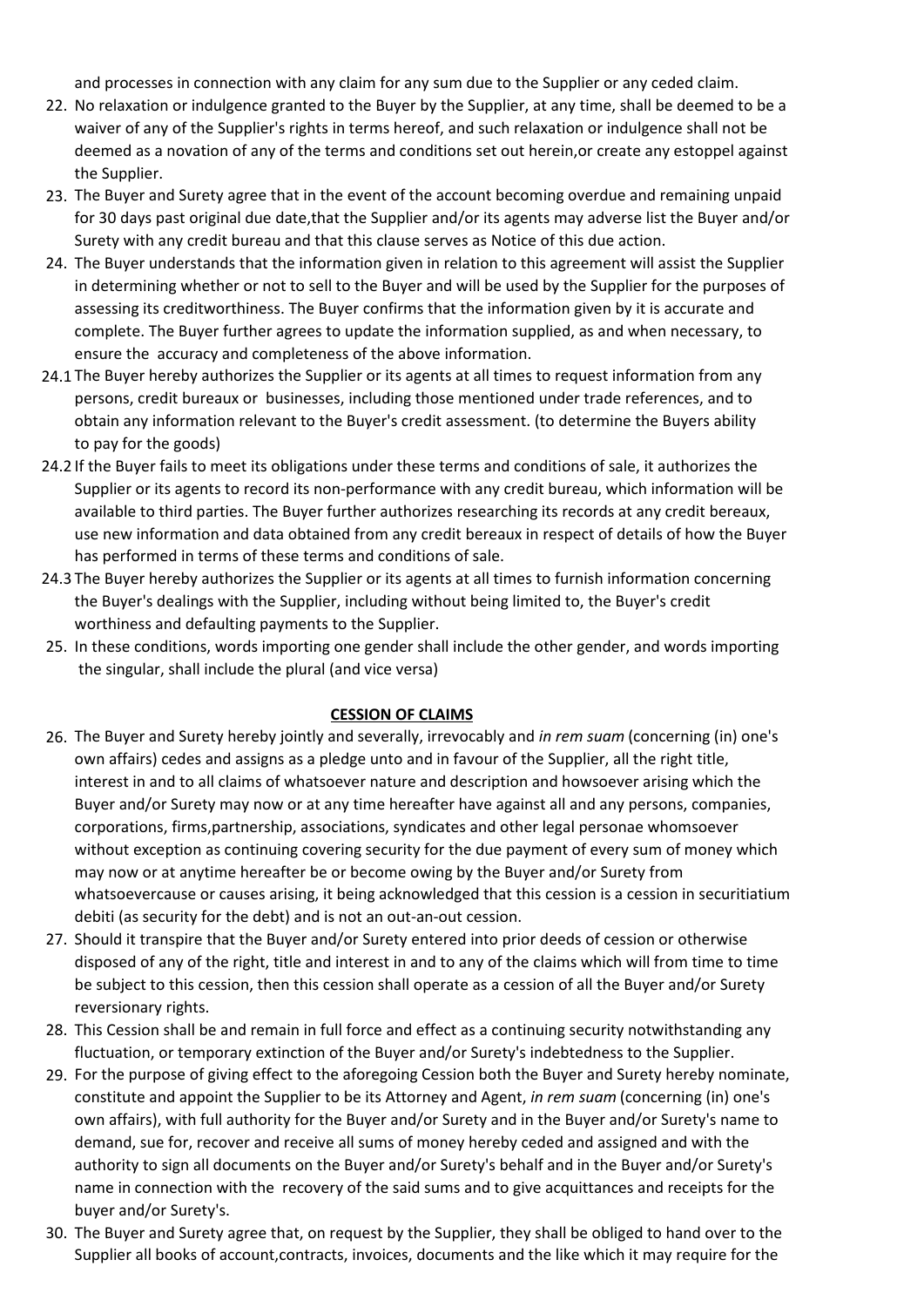and processes in connection with any claim for any sum due to the Supplier or any ceded claim.

22. No relaxation or indulgence granted to the Buyer by the Supplier, at any time, shall be deemed to be a waiver of any of the Supplier's rights in terms hereof, and such relaxation or indulgence shall not be deemed as a novation of any of the terms and conditions set out herein,or create any estoppel against the Supplier.
23. The Buyer and Surety agree that in the event of the account becoming overdue and remaining unpaid for 30 days past original due date,that the Supplier and/or its agents may adverse list the Buyer and/or Surety with any credit bureau and that this clause serves as Notice of this due action.
24. The Buyer understands that the information given in relation to this agreement will assist the Supplier in determining whether or not to sell to the Buyer and will be used by the Supplier for the purposes of assessing its creditworthiness. The Buyer confirms that the information given by it is accurate and complete. The Buyer further agrees to update the information supplied, as and when necessary, to ensure the accuracy and completeness of the above information.

24.1 The Buyer hereby authorizes the Supplier or its agents at all times to request information from any persons, credit bureaux or businesses, including those mentioned under trade references, and to obtain any information relevant to the Buyer's credit assessment. (to determine the Buyers ability to pay for the goods)

24.2 If the Buyer fails to meet its obligations under these terms and conditions of sale, it authorizes the Supplier or its agents to record its non-performance with any credit bureau, which information will be available to third parties. The Buyer further authorizes researching its records at any credit bereaux, use new information and data obtained from any credit bereaux in respect of details of how the Buyer has performed in terms of these terms and conditions of sale.

24.3 The Buyer hereby authorizes the Supplier or its agents at all times to furnish information concerning the Buyer's dealings with the Supplier, including without being limited to, the Buyer's credit worthiness and defaulting payments to the Supplier.

25. In these conditions, words importing one gender shall include the other gender, and words importing the singular, shall include the plural (and vice versa)

**CESSION OF CLAIMS**

26. The Buyer and Surety hereby jointly and severally, irrevocably and *in rem suam* (concerning (in) one's own affairs) cedes and assigns as a pledge unto and in favour of the Supplier, all the right title, interest in and to all claims of whatsoever nature and description and howsoever arising which the Buyer and/or Surety may now or at any time hereafter have against all and any persons, companies, corporations, firms,partnership, associations, syndicates and other legal personae whomsoever without exception as continuing covering security for the due payment of every sum of money which may now or at anytime hereafter be or become owing by the Buyer and/or Surety from whatsoevercause or causes arising, it being acknowledged that this cession is a cession in securitiatium debiti (as security for the debt) and is not an out-an-out cession.
27. Should it transpire that the Buyer and/or Surety entered into prior deeds of cession or otherwise disposed of any of the right, title and interest in and to any of the claims which will from time to time be subject to this cession, then this cession shall operate as a cession of all the Buyer and/or Surety reversionary rights.
28. This Cession shall be and remain in full force and effect as a continuing security notwithstanding any fluctuation, or temporary extinction of the Buyer and/or Surety's indebtedness to the Supplier.
29. For the purpose of giving effect to the aforegoing Cession both the Buyer and Surety hereby nominate, constitute and appoint the Supplier to be its Attorney and Agent, *in rem suam* (concerning (in) one's own affairs), with full authority for the Buyer and/or Surety and in the Buyer and/or Surety's name to demand, sue for, recover and receive all sums of money hereby ceded and assigned and with the authority to sign all documents on the Buyer and/or Surety's behalf and in the Buyer and/or Surety's name in connection with the recovery of the said sums and to give acquittances and receipts for the buyer and/or Surety's.
30. The Buyer and Surety agree that, on request by the Supplier, they shall be obliged to hand over to the Supplier all books of account,contracts, invoices, documents and the like which it may require for the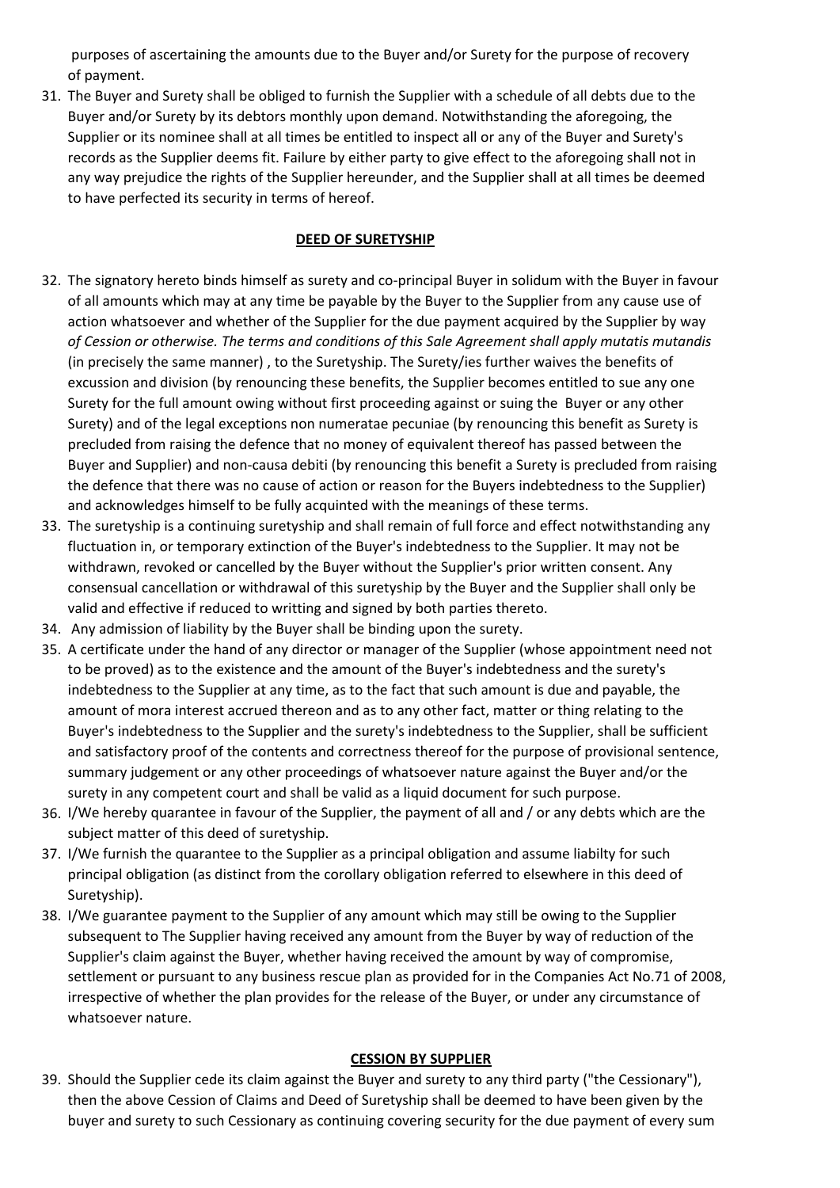purposes of ascertaining the amounts due to the Buyer and/or Surety for the purpose of recovery of payment.

31. The Buyer and Surety shall be obliged to furnish the Supplier with a schedule of all debts due to the Buyer and/or Surety by its debtors monthly upon demand. Notwithstanding the aforegoing, the Supplier or its nominee shall at all times be entitled to inspect all or any of the Buyer and Surety's records as the Supplier deems fit. Failure by either party to give effect to the aforegoing shall not in any way prejudice the rights of the Supplier hereunder, and the Supplier shall at all times be deemed to have perfected its security in terms of hereof.

## DEED OF SURETYSHIP

32. The signatory hereto binds himself as surety and co-principal Buyer in solidum with the Buyer in favour of all amounts which may at any time be payable by the Buyer to the Supplier from any cause use of action whatsoever and whether of the Supplier for the due payment acquired by the Supplier by way *of Cession or otherwise. The terms and conditions of this Sale Agreement shall apply mutatis mutandis* (in precisely the same manner) , to the Suretyship. The Surety/ies further waives the benefits of excussion and division (by renouncing these benefits, the Supplier becomes entitled to sue any one Surety for the full amount owing without first proceeding against or suing the Buyer or any other Surety) and of the legal exceptions non numeratae pecuniae (by renouncing this benefit as Surety is precluded from raising the defence that no money of equivalent thereof has passed between the Buyer and Supplier) and non-causa debiti (by renouncing this benefit a Surety is precluded from raising the defence that there was no cause of action or reason for the Buyers indebtedness to the Supplier) and acknowledges himself to be fully acquinted with the meanings of these terms.
33. The suretyship is a continuing suretyship and shall remain of full force and effect notwithstanding any fluctuation in, or temporary extinction of the Buyer's indebtedness to the Supplier. It may not be withdrawn, revoked or cancelled by the Buyer without the Supplier's prior written consent. Any consensual cancellation or withdrawal of this suretyship by the Buyer and the Supplier shall only be valid and effective if reduced to writting and signed by both parties thereto.
34. Any admission of liability by the Buyer shall be binding upon the surety.
35. A certificate under the hand of any director or manager of the Supplier (whose appointment need not to be proved) as to the existence and the amount of the Buyer's indebtedness and the surety's indebtedness to the Supplier at any time, as to the fact that such amount is due and payable, the amount of mora interest accrued thereon and as to any other fact, matter or thing relating to the Buyer's indebtedness to the Supplier and the surety's indebtedness to the Supplier, shall be sufficient and satisfactory proof of the contents and correctness thereof for the purpose of provisional sentence, summary judgement or any other proceedings of whatsoever nature against the Buyer and/or the surety in any competent court and shall be valid as a liquid document for such purpose.
36. I/We hereby quarantee in favour of the Supplier, the payment of all and / or any debts which are the subject matter of this deed of suretyship.
37. I/We furnish the quarantee to the Supplier as a principal obligation and assume liabilty for such principal obligation (as distinct from the corollary obligation referred to elsewhere in this deed of Suretyship).
38. I/We guarantee payment to the Supplier of any amount which may still be owing to the Supplier subsequent to The Supplier having received any amount from the Buyer by way of reduction of the Supplier's claim against the Buyer, whether having received the amount by way of compromise, settlement or pursuant to any business rescue plan as provided for in the Companies Act No.71 of 2008, irrespective of whether the plan provides for the release of the Buyer, or under any circumstance of whatsoever nature.

## CESSION BY SUPPLIER

39. Should the Supplier cede its claim against the Buyer and surety to any third party ("the Cessionary"), then the above Cession of Claims and Deed of Suretyship shall be deemed to have been given by the buyer and surety to such Cessionary as continuing covering security for the due payment of every sum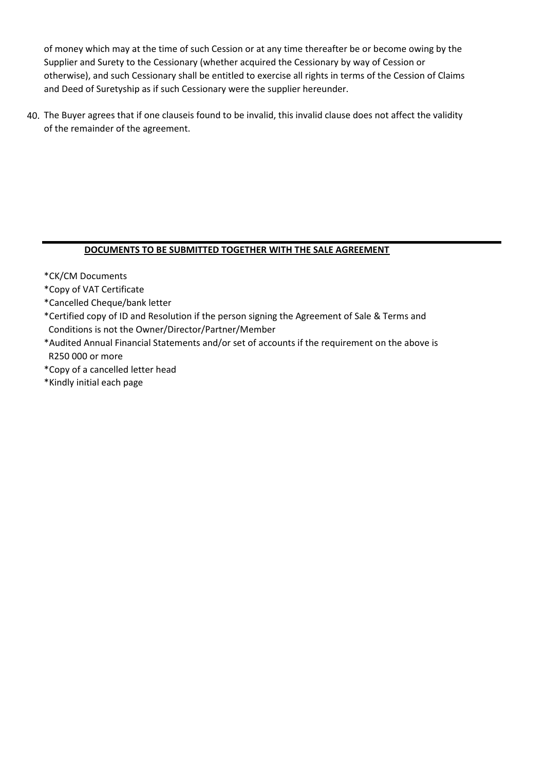of money which may at the time of such Cession or at any time thereafter be or become owing by the Supplier and Surety to the Cessionary (whether acquired the Cessionary by way of Cession or otherwise), and such Cessionary shall be entitled to exercise all rights in terms of the Cession of Claims and Deed of Suretyship as if such Cessionary were the supplier hereunder.

40. The Buyer agrees that if one clauseis found to be invalid, this invalid clause does not affect the validity of the remainder of the agreement.

---

**DOCUMENTS TO BE SUBMITTED TOGETHER WITH THE SALE AGREEMENT**

*CK/CM Documents
*Copy of VAT Certificate
*Cancelled Cheque/bank letter
*Certified copy of ID and Resolution if the person signing the Agreement of Sale & Terms and Conditions is not the Owner/Director/Partner/Member
*Audited Annual Financial Statements and/or set of accounts if the requirement on the above is R250 000 or more
*Copy of a cancelled letter head
*Kindly initial each page